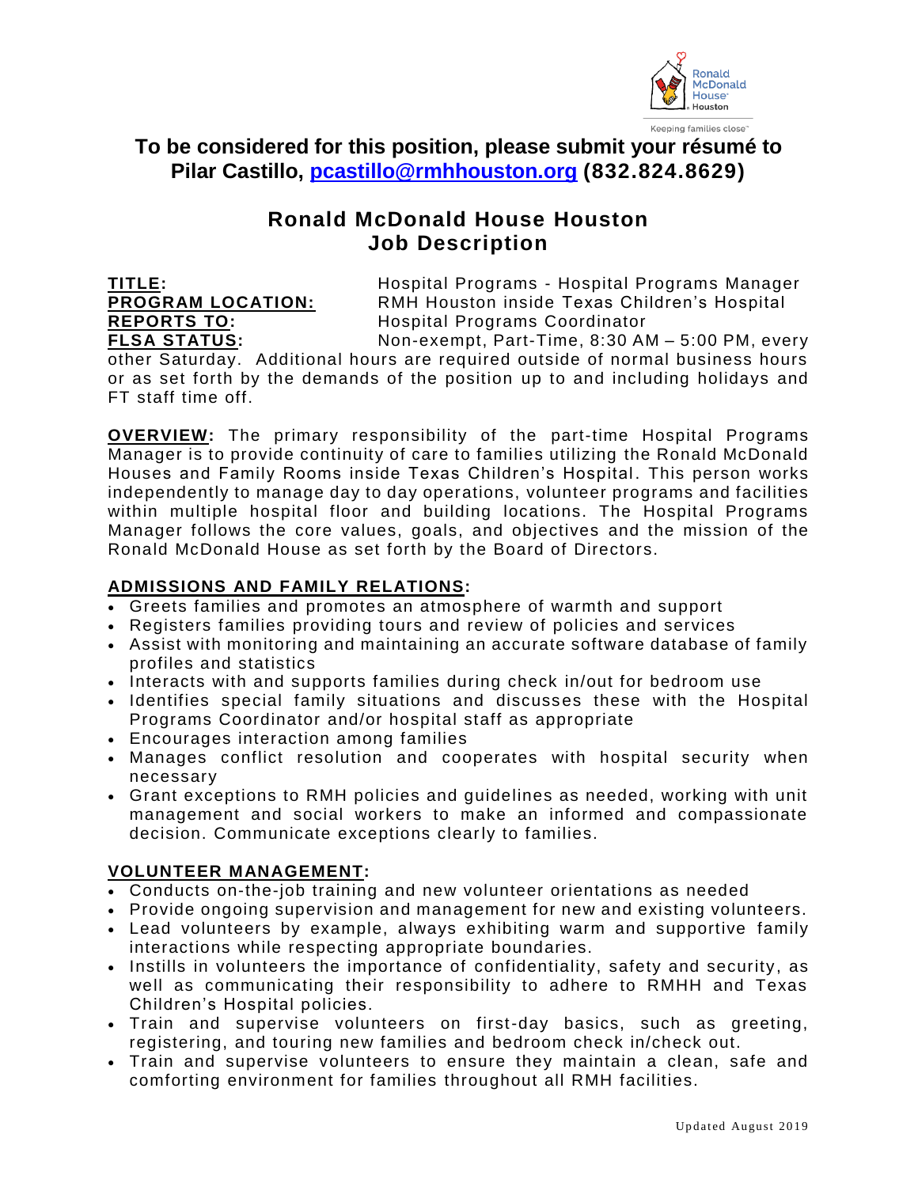**To be considered for this position, please submit your résumé to Pilar Castillo, pcastillo@rmhhouston.org (832.824.8629)**

# Ronald McDonald House Houston
# Job Description

**TITLE:** Hospital Programs - Hospital Programs Manager
**PROGRAM LOCATION:** RMH Houston inside Texas Children's Hospital
**REPORTS TO:** Hospital Programs Coordinator
**FLSA STATUS:** Non-exempt, Part-Time, 8:30 AM – 5:00 PM, every other Saturday. Additional hours are required outside of normal business hours or as set forth by the demands of the position up to and including holidays and FT staff time off.

**OVERVIEW:** The primary responsibility of the part-time Hospital Programs Manager is to provide continuity of care to families utilizing the Ronald McDonald Houses and Family Rooms inside Texas Children's Hospital. This person works independently to manage day to day operations, volunteer programs and facilities within multiple hospital floor and building locations. The Hospital Programs Manager follows the core values, goals, and objectives and the mission of the Ronald McDonald House as set forth by the Board of Directors.

## ADMISSIONS AND FAMILY RELATIONS:

- Greets families and promotes an atmosphere of warmth and support
- Registers families providing tours and review of policies and services
- Assist with monitoring and maintaining an accurate software database of family profiles and statistics
- Interacts with and supports families during check in/out for bedroom use
- Identifies special family situations and discusses these with the Hospital Programs Coordinator and/or hospital staff as appropriate
- Encourages interaction among families
- Manages conflict resolution and cooperates with hospital security when necessary
- Grant exceptions to RMH policies and guidelines as needed, working with unit management and social workers to make an informed and compassionate decision. Communicate exceptions clearly to families.

## VOLUNTEER MANAGEMENT:

- Conducts on-the-job training and new volunteer orientations as needed
- Provide ongoing supervision and management for new and existing volunteers.
- Lead volunteers by example, always exhibiting warm and supportive family interactions while respecting appropriate boundaries.
- Instills in volunteers the importance of confidentiality, safety and security, as well as communicating their responsibility to adhere to RMHH and Texas Children's Hospital policies.
- Train and supervise volunteers on first-day basics, such as greeting, registering, and touring new families and bedroom check in/check out.
- Train and supervise volunteers to ensure they maintain a clean, safe and comforting environment for families throughout all RMH facilities.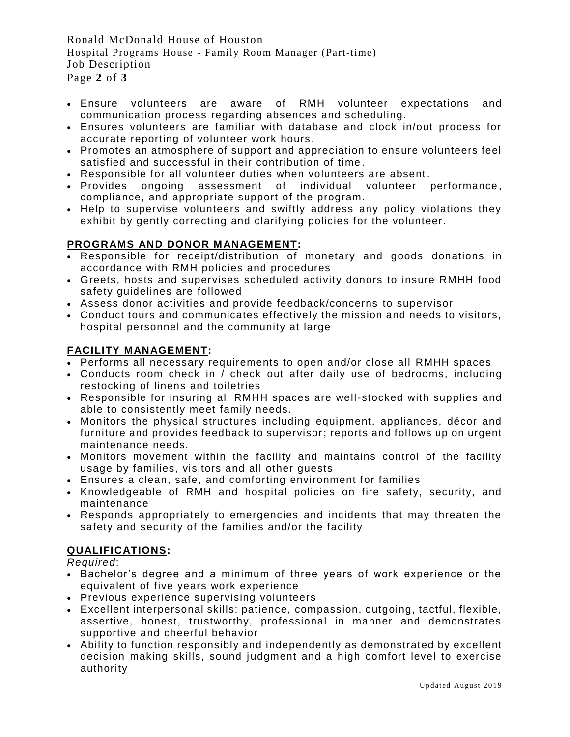- Ensure volunteers are aware of RMH volunteer expectations and communication process regarding absences and scheduling.
- Ensures volunteers are familiar with database and clock in/out process for accurate reporting of volunteer work hours.
- Promotes an atmosphere of support and appreciation to ensure volunteers feel satisfied and successful in their contribution of time.
- Responsible for all volunteer duties when volunteers are absent.
- Provides ongoing assessment of individual volunteer performance, compliance, and appropriate support of the program.
- Help to supervise volunteers and swiftly address any policy violations they exhibit by gently correcting and clarifying policies for the volunteer.

**PROGRAMS AND DONOR MANAGEMENT:**

- Responsible for receipt/distribution of monetary and goods donations in accordance with RMH policies and procedures
- Greets, hosts and supervises scheduled activity donors to insure RMHH food safety guidelines are followed
- Assess donor activities and provide feedback/concerns to supervisor
- Conduct tours and communicates effectively the mission and needs to visitors, hospital personnel and the community at large

**FACILITY MANAGEMENT:**

- Performs all necessary requirements to open and/or close all RMHH spaces
- Conducts room check in / check out after daily use of bedrooms, including restocking of linens and toiletries
- Responsible for insuring all RMHH spaces are well-stocked with supplies and able to consistently meet family needs.
- Monitors the physical structures including equipment, appliances, décor and furniture and provides feedback to supervisor; reports and follows up on urgent maintenance needs.
- Monitors movement within the facility and maintains control of the facility usage by families, visitors and all other guests
- Ensures a clean, safe, and comforting environment for families
- Knowledgeable of RMH and hospital policies on fire safety, security, and maintenance
- Responds appropriately to emergencies and incidents that may threaten the safety and security of the families and/or the facility

**QUALIFICATIONS:**

*Required*:

- Bachelor's degree and a minimum of three years of work experience or the equivalent of five years work experience
- Previous experience supervising volunteers
- Excellent interpersonal skills: patience, compassion, outgoing, tactful, flexible, assertive, honest, trustworthy, professional in manner and demonstrates supportive and cheerful behavior
- Ability to function responsibly and independently as demonstrated by excellent decision making skills, sound judgment and a high comfort level to exercise authority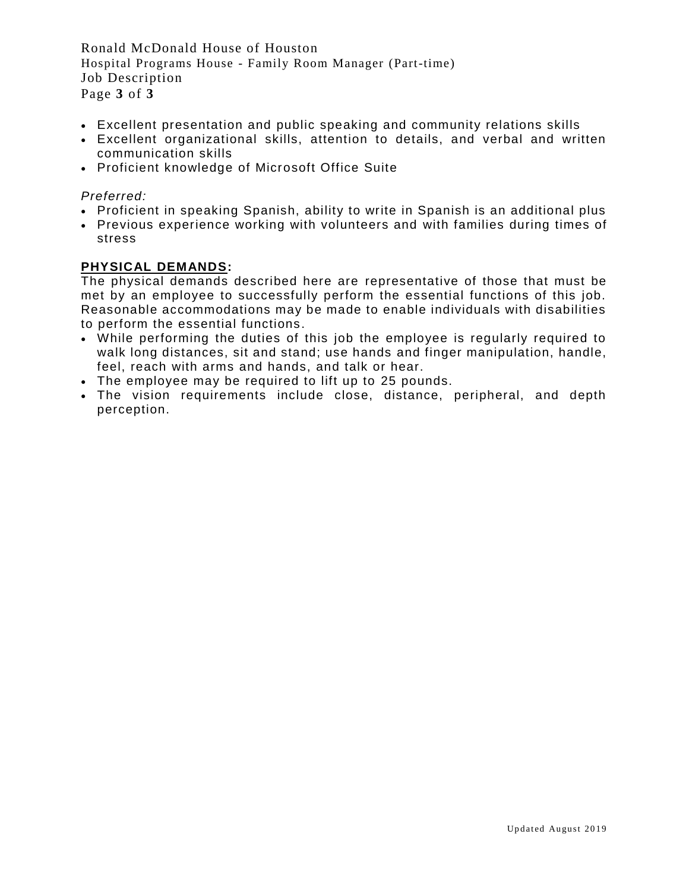- Excellent presentation and public speaking and community relations skills
- Excellent organizational skills, attention to details, and verbal and written communication skills
- Proficient knowledge of Microsoft Office Suite

*Preferred:*

- Proficient in speaking Spanish, ability to write in Spanish is an additional plus
- Previous experience working with volunteers and with families during times of stress

**PHYSICAL DEMANDS:**

The physical demands described here are representative of those that must be met by an employee to successfully perform the essential functions of this job. Reasonable accommodations may be made to enable individuals with disabilities to perform the essential functions.

- While performing the duties of this job the employee is regularly required to walk long distances, sit and stand; use hands and finger manipulation, handle, feel, reach with arms and hands, and talk or hear.
- The employee may be required to lift up to 25 pounds.
- The vision requirements include close, distance, peripheral, and depth perception.